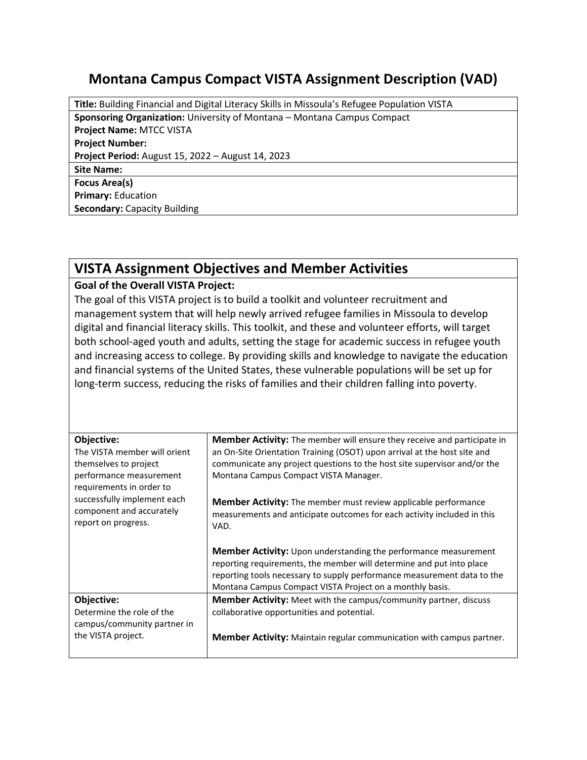# Montana Campus Compact VISTA Assignment Description (VAD)

**Title:** Building Financial and Digital Literacy Skills in Missoula's Refugee Population VISTA

**Sponsoring Organization:** University of Montana – Montana Campus Compact

**Project Name:** MTCC VISTA

**Project Number:**

**Project Period:** August 15, 2022 – August 14, 2023

**Site Name:**

**Focus Area(s)**

**Primary:** Education

**Secondary:** Capacity Building

## VISTA Assignment Objectives and Member Activities

**Goal of the Overall VISTA Project:**

The goal of this VISTA project is to build a toolkit and volunteer recruitment and management system that will help newly arrived refugee families in Missoula to develop digital and financial literacy skills. This toolkit, and these and volunteer efforts, will target both school-aged youth and adults, setting the stage for academic success in refugee youth and increasing access to college. By providing skills and knowledge to navigate the education and financial systems of the United States, these vulnerable populations will be set up for long-term success, reducing the risks of families and their children falling into poverty.

| Objective | Member Activities |
| --- | --- |
| **Objective:** The VISTA member will orient themselves to project performance measurement requirements in order to successfully implement each component and accurately report on progress. | **Member Activity:** The member will ensure they receive and participate in an On-Site Orientation Training (OSOT) upon arrival at the host site and communicate any project questions to the host site supervisor and/or the Montana Campus Compact VISTA Manager.<br><br>**Member Activity:** The member must review applicable performance measurements and anticipate outcomes for each activity included in this VAD.<br><br>**Member Activity:** Upon understanding the performance measurement reporting requirements, the member will determine and put into place reporting tools necessary to supply performance measurement data to the Montana Campus Compact VISTA Project on a monthly basis. |
| **Objective:** Determine the role of the campus/community partner in the VISTA project. | **Member Activity:** Meet with the campus/community partner, discuss collaborative opportunities and potential.<br><br>**Member Activity:** Maintain regular communication with campus partner. |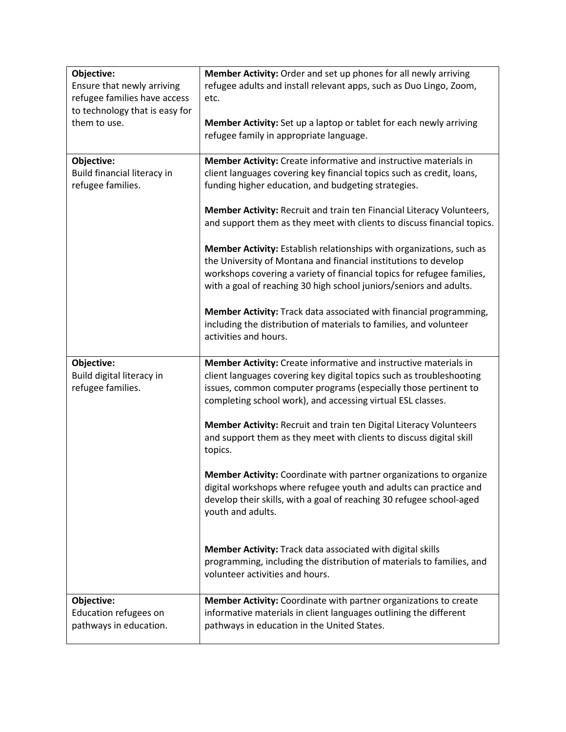| **Objective:** Ensure that newly arriving refugee families have access to technology that is easy for them to use. | **Member Activity:** Order and set up phones for all newly arriving refugee adults and install relevant apps, such as Duo Lingo, Zoom, etc.<br><br>**Member Activity:** Set up a laptop or tablet for each newly arriving refugee family in appropriate language. |
|---|---|
| **Objective:** Build financial literacy in refugee families. | **Member Activity:** Create informative and instructive materials in client languages covering key financial topics such as credit, loans, funding higher education, and budgeting strategies.<br><br>**Member Activity:** Recruit and train ten Financial Literacy Volunteers, and support them as they meet with clients to discuss financial topics.<br><br>**Member Activity:** Establish relationships with organizations, such as the University of Montana and financial institutions to develop workshops covering a variety of financial topics for refugee families, with a goal of reaching 30 high school juniors/seniors and adults.<br><br>**Member Activity:** Track data associated with financial programming, including the distribution of materials to families, and volunteer activities and hours. |
| **Objective:** Build digital literacy in refugee families. | **Member Activity:** Create informative and instructive materials in client languages covering key digital topics such as troubleshooting issues, common computer programs (especially those pertinent to completing school work), and accessing virtual ESL classes.<br><br>**Member Activity:** Recruit and train ten Digital Literacy Volunteers and support them as they meet with clients to discuss digital skill topics.<br><br>**Member Activity:** Coordinate with partner organizations to organize digital workshops where refugee youth and adults can practice and develop their skills, with a goal of reaching 30 refugee school-aged youth and adults.<br><br>**Member Activity:** Track data associated with digital skills programming, including the distribution of materials to families, and volunteer activities and hours. |
| **Objective:** Education refugees on pathways in education. | **Member Activity:** Coordinate with partner organizations to create informative materials in client languages outlining the different pathways in education in the United States. |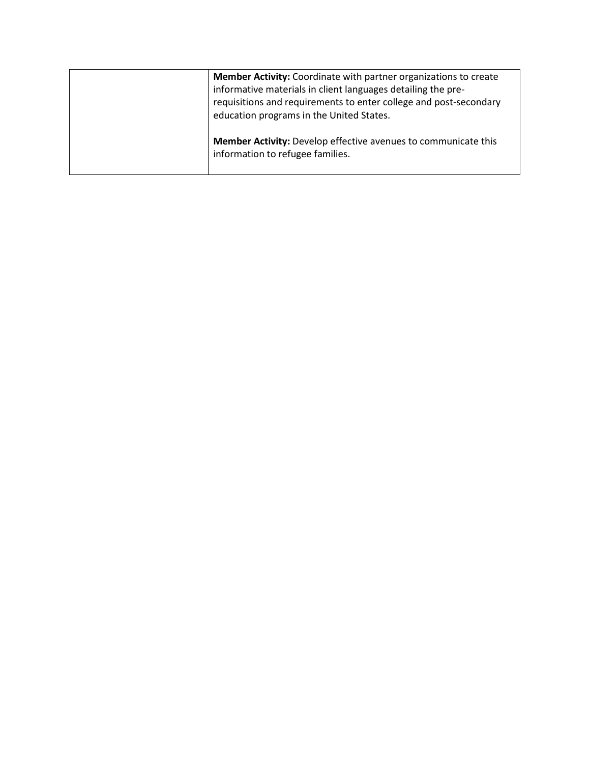| | |
|---|---|
| | **Member Activity:** Coordinate with partner organizations to create informative materials in client languages detailing the pre-requisitions and requirements to enter college and post-secondary education programs in the United States.<br><br>**Member Activity:** Develop effective avenues to communicate this information to refugee families. |